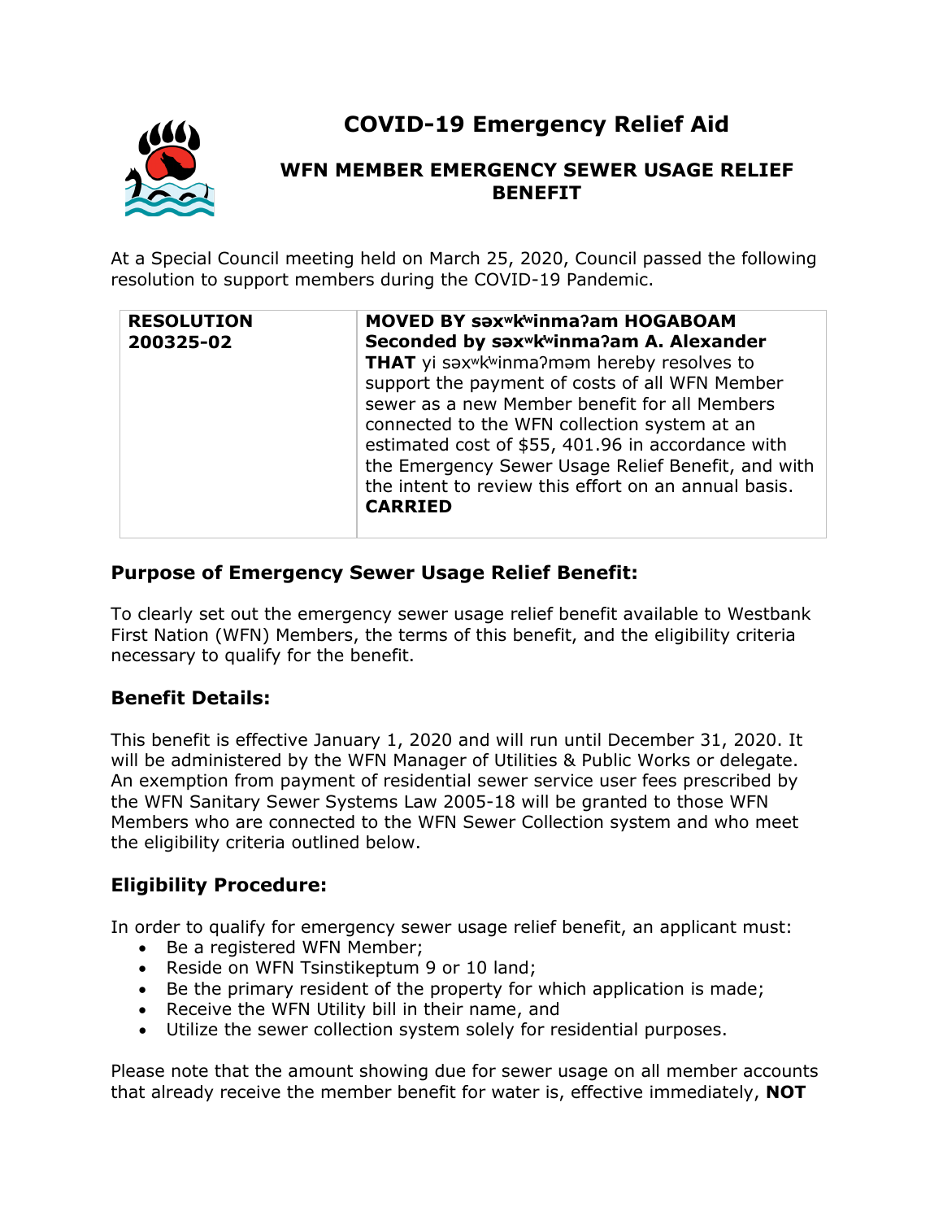# COVID-19 Emergency Relief Aid

## WFN MEMBER EMERGENCY SEWER USAGE RELIEF BENEFIT

At a Special Council meeting held on March 25, 2020, Council passed the following resolution to support members during the COVID-19 Pandemic.

| **RESOLUTION 200325-02** | **MOVED BY səxʷkʷinmaʔam HOGABOAM** **Seconded by səxʷkʷinmaʔam A. Alexander** **THAT** yi səxʷkʷinmaʔməm hereby resolves to support the payment of costs of all WFN Member sewer as a new Member benefit for all Members connected to the WFN collection system at an estimated cost of $55, 401.96 in accordance with the Emergency Sewer Usage Relief Benefit, and with the intent to review this effort on an annual basis. **CARRIED** |
|---|---|

### Purpose of Emergency Sewer Usage Relief Benefit:

To clearly set out the emergency sewer usage relief benefit available to Westbank First Nation (WFN) Members, the terms of this benefit, and the eligibility criteria necessary to qualify for the benefit.

### Benefit Details:

This benefit is effective January 1, 2020 and will run until December 31, 2020. It will be administered by the WFN Manager of Utilities & Public Works or delegate. An exemption from payment of residential sewer service user fees prescribed by the WFN Sanitary Sewer Systems Law 2005-18 will be granted to those WFN Members who are connected to the WFN Sewer Collection system and who meet the eligibility criteria outlined below.

### Eligibility Procedure:

In order to qualify for emergency sewer usage relief benefit, an applicant must:

- Be a registered WFN Member;
- Reside on WFN Tsinstikeptum 9 or 10 land;
- Be the primary resident of the property for which application is made;
- Receive the WFN Utility bill in their name, and
- Utilize the sewer collection system solely for residential purposes.

Please note that the amount showing due for sewer usage on all member accounts that already receive the member benefit for water is, effective immediately, **NOT**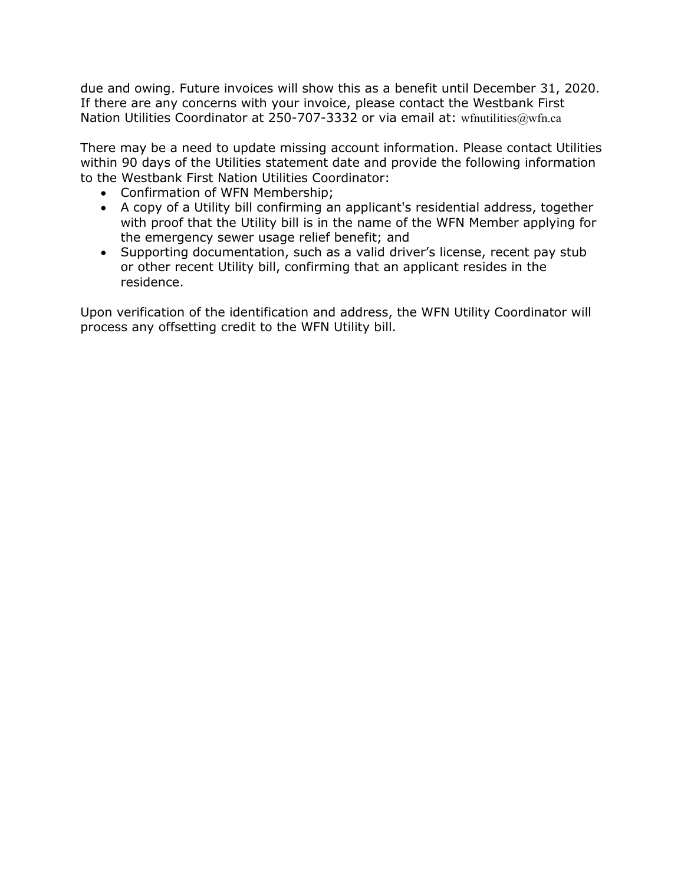due and owing. Future invoices will show this as a benefit until December 31, 2020. If there are any concerns with your invoice, please contact the Westbank First Nation Utilities Coordinator at 250-707-3332 or via email at: wfnutilities@wfn.ca

There may be a need to update missing account information. Please contact Utilities within 90 days of the Utilities statement date and provide the following information to the Westbank First Nation Utilities Coordinator:

- Confirmation of WFN Membership;
- A copy of a Utility bill confirming an applicant's residential address, together with proof that the Utility bill is in the name of the WFN Member applying for the emergency sewer usage relief benefit; and
- Supporting documentation, such as a valid driver's license, recent pay stub or other recent Utility bill, confirming that an applicant resides in the residence.

Upon verification of the identification and address, the WFN Utility Coordinator will process any offsetting credit to the WFN Utility bill.